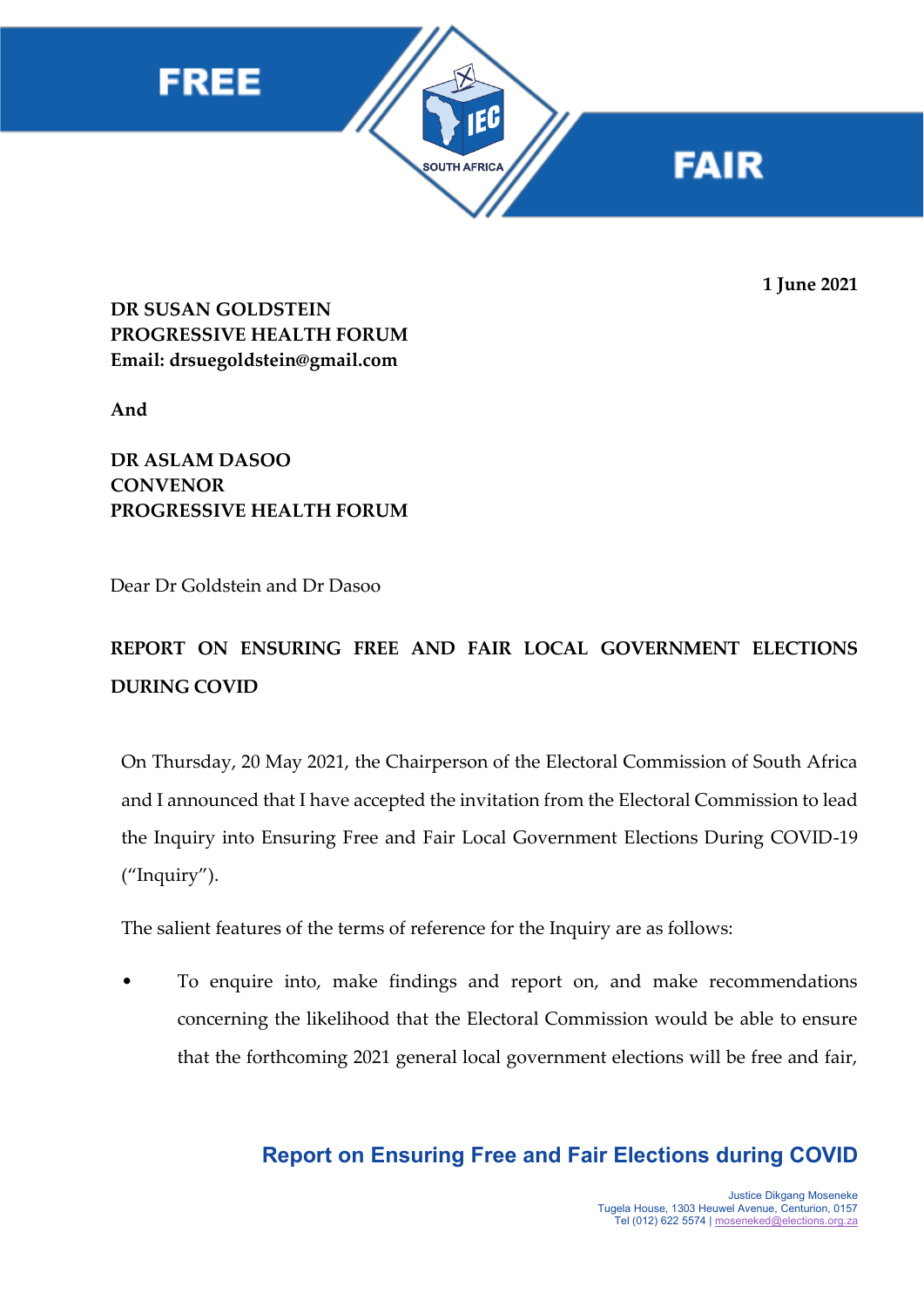1 June 2021

**DR SUSAN GOLDSTEIN**
**PROGRESSIVE HEALTH FORUM**
**Email: drsuegoldstein@gmail.com**

**And**

**DR ASLAM DASOO**
**CONVENOR**
**PROGRESSIVE HEALTH FORUM**

Dear Dr Goldstein and Dr Dasoo

**REPORT ON ENSURING FREE AND FAIR LOCAL GOVERNMENT ELECTIONS DURING COVID**

On Thursday, 20 May 2021, the Chairperson of the Electoral Commission of South Africa and I announced that I have accepted the invitation from the Electoral Commission to lead the Inquiry into Ensuring Free and Fair Local Government Elections During COVID-19 ("Inquiry").

The salient features of the terms of reference for the Inquiry are as follows:

- To enquire into, make findings and report on, and make recommendations concerning the likelihood that the Electoral Commission would be able to ensure that the forthcoming 2021 general local government elections will be free and fair,

Justice Dikgang Moseneke
Tugela House, 1303 Heuwel Avenue, Centurion, 0157
Tel (012) 622 5574 | moseneked@elections.org.za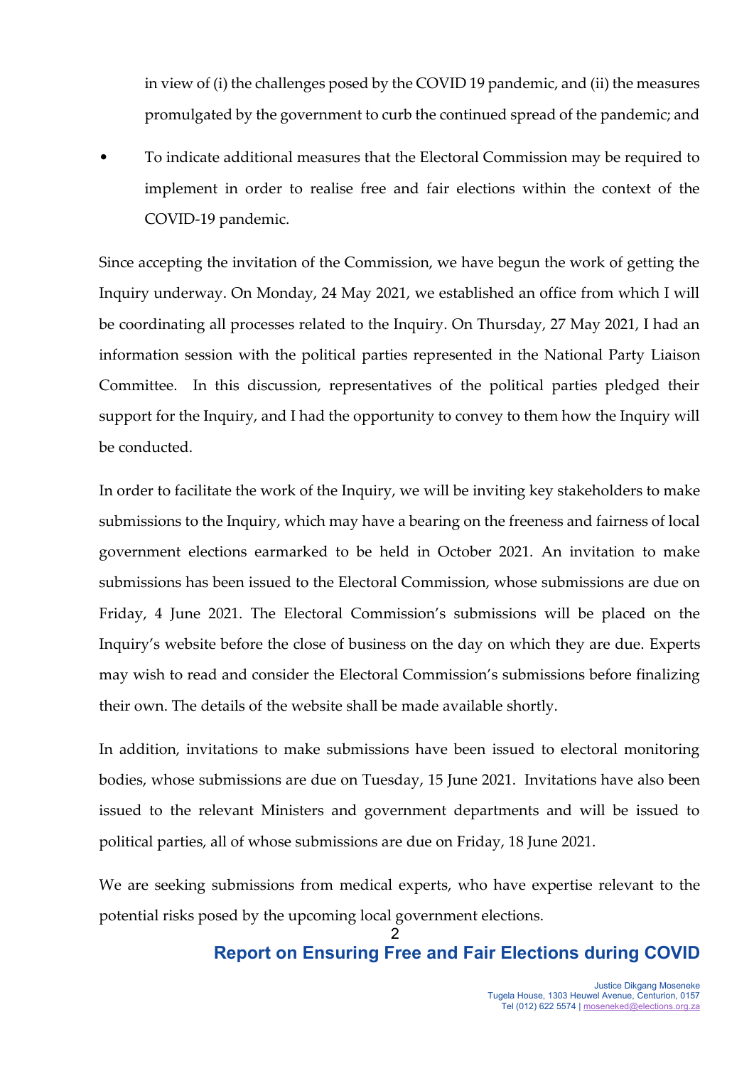in view of (i) the challenges posed by the COVID 19 pandemic, and (ii) the measures promulgated by the government to curb the continued spread of the pandemic; and

- To indicate additional measures that the Electoral Commission may be required to implement in order to realise free and fair elections within the context of the COVID-19 pandemic.

Since accepting the invitation of the Commission, we have begun the work of getting the Inquiry underway. On Monday, 24 May 2021, we established an office from which I will be coordinating all processes related to the Inquiry. On Thursday, 27 May 2021, I had an information session with the political parties represented in the National Party Liaison Committee. In this discussion, representatives of the political parties pledged their support for the Inquiry, and I had the opportunity to convey to them how the Inquiry will be conducted.

In order to facilitate the work of the Inquiry, we will be inviting key stakeholders to make submissions to the Inquiry, which may have a bearing on the freeness and fairness of local government elections earmarked to be held in October 2021. An invitation to make submissions has been issued to the Electoral Commission, whose submissions are due on Friday, 4 June 2021. The Electoral Commission's submissions will be placed on the Inquiry's website before the close of business on the day on which they are due. Experts may wish to read and consider the Electoral Commission's submissions before finalizing their own. The details of the website shall be made available shortly.

In addition, invitations to make submissions have been issued to electoral monitoring bodies, whose submissions are due on Tuesday, 15 June 2021. Invitations have also been issued to the relevant Ministers and government departments and will be issued to political parties, all of whose submissions are due on Friday, 18 June 2021.

We are seeking submissions from medical experts, who have expertise relevant to the potential risks posed by the upcoming local government elections.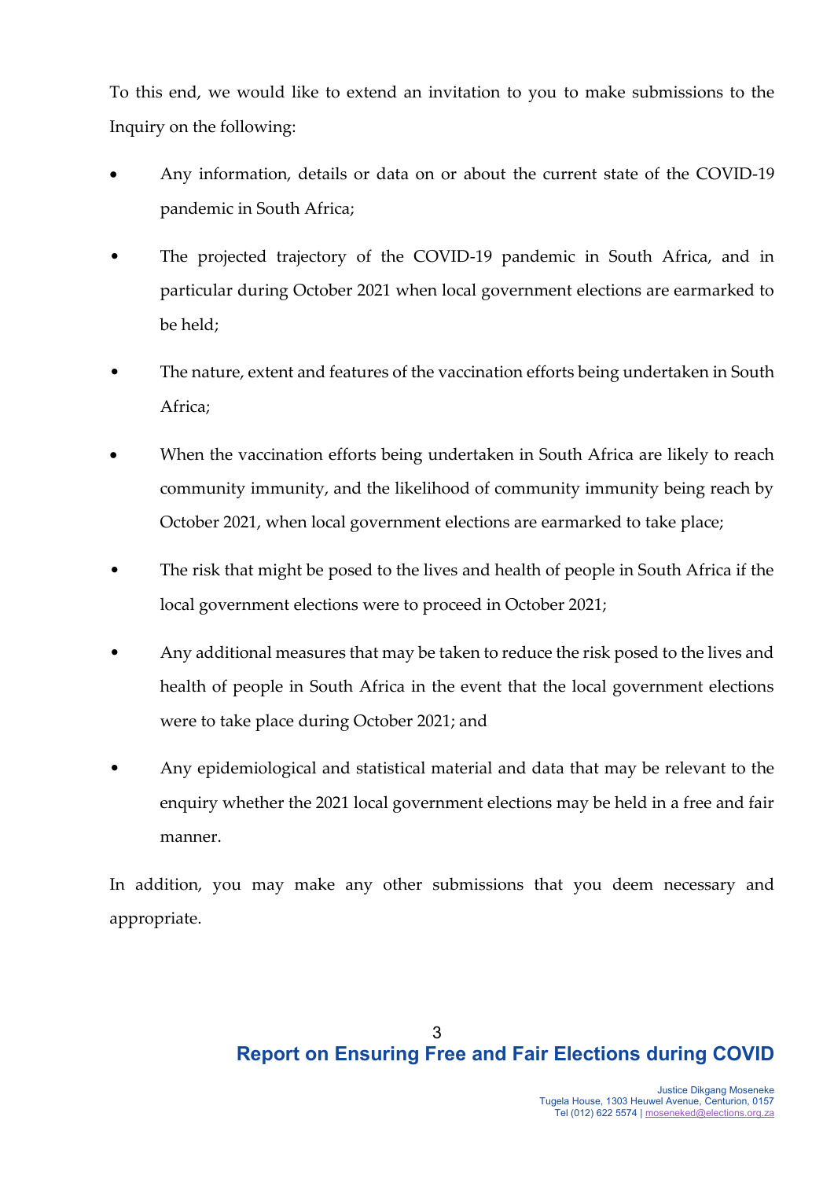To this end, we would like to extend an invitation to you to make submissions to the Inquiry on the following:

- Any information, details or data on or about the current state of the COVID-19 pandemic in South Africa;
- The projected trajectory of the COVID-19 pandemic in South Africa, and in particular during October 2021 when local government elections are earmarked to be held;
- The nature, extent and features of the vaccination efforts being undertaken in South Africa;
- When the vaccination efforts being undertaken in South Africa are likely to reach community immunity, and the likelihood of community immunity being reach by October 2021, when local government elections are earmarked to take place;
- The risk that might be posed to the lives and health of people in South Africa if the local government elections were to proceed in October 2021;
- Any additional measures that may be taken to reduce the risk posed to the lives and health of people in South Africa in the event that the local government elections were to take place during October 2021; and
- Any epidemiological and statistical material and data that may be relevant to the enquiry whether the 2021 local government elections may be held in a free and fair manner.

In addition, you may make any other submissions that you deem necessary and appropriate.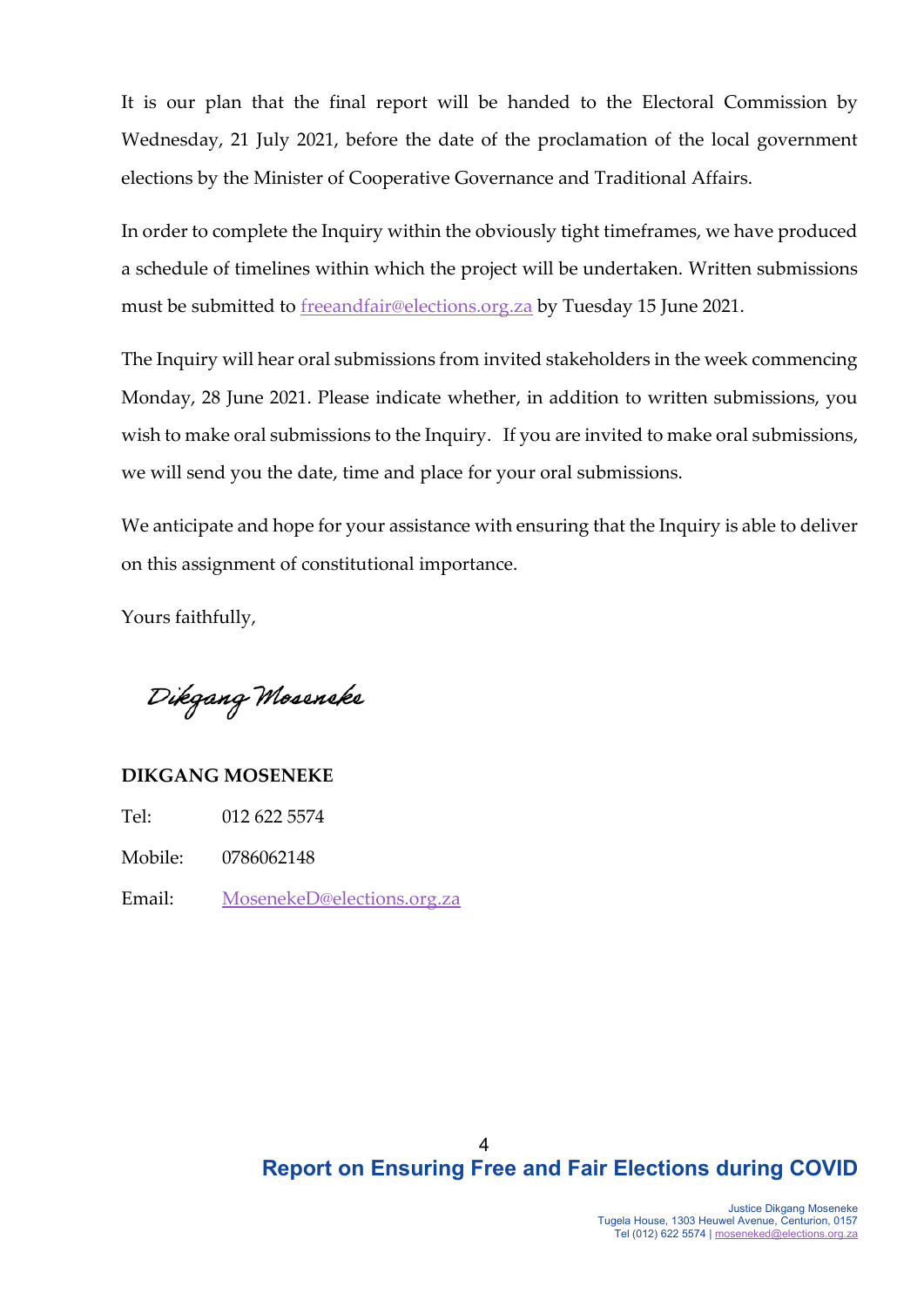It is our plan that the final report will be handed to the Electoral Commission by Wednesday, 21 July 2021, before the date of the proclamation of the local government elections by the Minister of Cooperative Governance and Traditional Affairs.

In order to complete the Inquiry within the obviously tight timeframes, we have produced a schedule of timelines within which the project will be undertaken. Written submissions must be submitted to freeandfair@elections.org.za by Tuesday 15 June 2021.

The Inquiry will hear oral submissions from invited stakeholders in the week commencing Monday, 28 June 2021. Please indicate whether, in addition to written submissions, you wish to make oral submissions to the Inquiry. If you are invited to make oral submissions, we will send you the date, time and place for your oral submissions.

We anticipate and hope for your assistance with ensuring that the Inquiry is able to deliver on this assignment of constitutional importance.

Yours faithfully,

*Dikgang Moseneke*

**DIKGANG MOSENEKE**

Tel: 012 622 5574

Mobile: 0786062148

Email: MosenekeD@elections.org.za